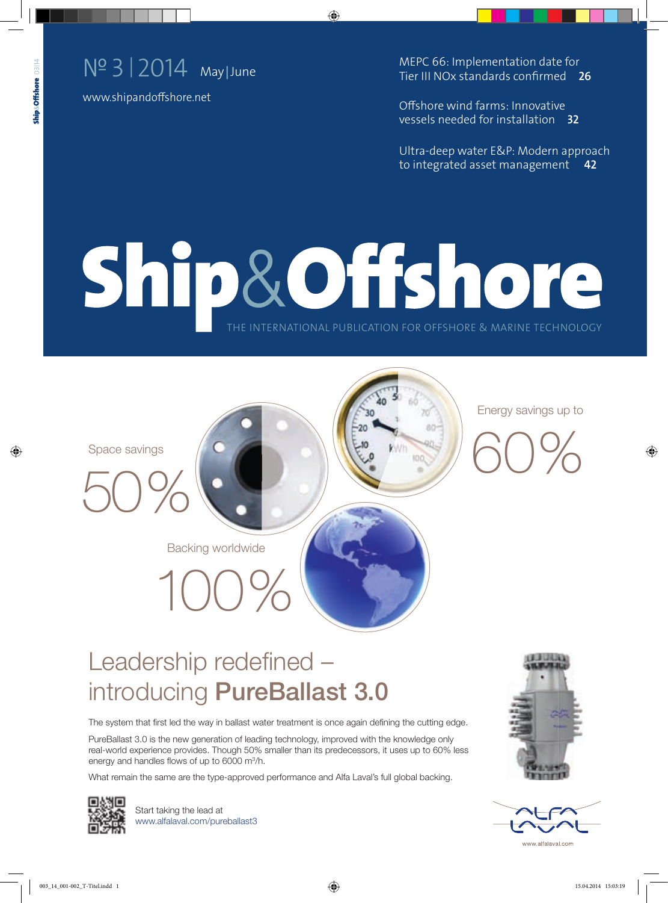№ 3 | 2014 May | June

www.shipandoffshore.net

MEPC 66: Implementation date for Tier III NOx standards confirmed **26**

Offshore wind farms: Innovative vessels needed for installation **32**

Ultra-deep water E&P: Modern approach to integrated asset management **42**

# Ship&Offshore

THE INTERNATIONAL PUBLICATION FOR OFFSHORE & MARINE TECHNOLOGY

Space savings

50%

Energy savings up to

60%

Backing worldwide

100%

## Leadership redefined – introducing **PureBallast 3.0**

The system that first led the way in ballast water treatment is once again defining the cutting edge.

PureBallast 3.0 is the new generation of leading technology, improved with the knowledge only real-world experience provides. Though 50% smaller than its predecessors, it uses up to 60% less energy and handles flows of up to 6000 $m^3$/h.

What remain the same are the type-approved performance and Alfa Laval's full global backing.

Start taking the lead at
www.alfalaval.com/pureballast3

ALFA LAVAL

www.alfalaval.com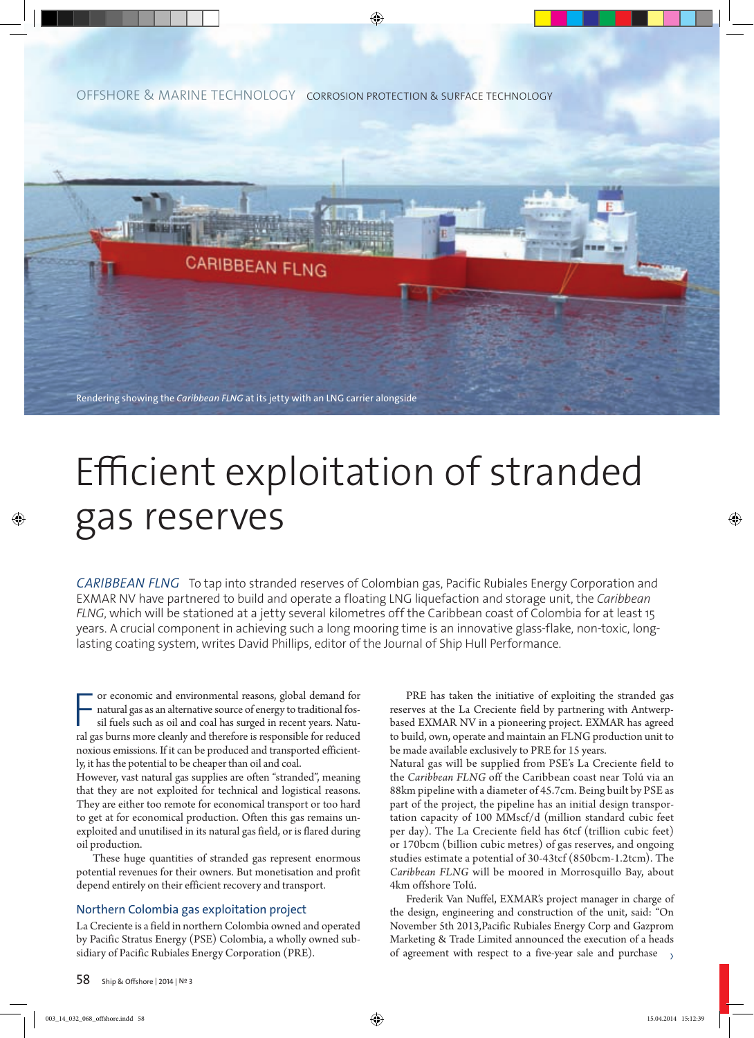Rendering showing the *Caribbean FLNG* at its jetty with an LNG carrier alongside

# Efficient exploitation of stranded gas reserves

*CARIBBEAN FLNG* To tap into stranded reserves of Colombian gas, Pacific Rubiales Energy Corporation and EXMAR NV have partnered to build and operate a floating LNG liquefaction and storage unit, the *Caribbean FLNG*, which will be stationed at a jetty several kilometres off the Caribbean coast of Colombia for at least 15 years. A crucial component in achieving such a long mooring time is an innovative glass-flake, non-toxic, long-lasting coating system, writes David Phillips, editor of the Journal of Ship Hull Performance.

For economic and environmental reasons, global demand for natural gas as an alternative source of energy to traditional fossil fuels such as oil and coal has surged in recent years. Natural gas burns more cleanly and therefore is responsible for reduced noxious emissions. If it can be produced and transported efficiently, it has the potential to be cheaper than oil and coal.

However, vast natural gas supplies are often "stranded", meaning that they are not exploited for technical and logistical reasons. They are either too remote for economical transport or too hard to get at for economical production. Often this gas remains unexploited and unutilised in its natural gas field, or is flared during oil production.

These huge quantities of stranded gas represent enormous potential revenues for their owners. But monetisation and profit depend entirely on their efficient recovery and transport.

## Northern Colombia gas exploitation project

La Creciente is a field in northern Colombia owned and operated by Pacific Stratus Energy (PSE) Colombia, a wholly owned subsidiary of Pacific Rubiales Energy Corporation (PRE).

PRE has taken the initiative of exploiting the stranded gas reserves at the La Creciente field by partnering with Antwerp-based EXMAR NV in a pioneering project. EXMAR has agreed to build, own, operate and maintain an FLNG production unit to be made available exclusively to PRE for 15 years.

Natural gas will be supplied from PSE's La Creciente field to the *Caribbean FLNG* off the Caribbean coast near Tolú via an 88km pipeline with a diameter of 45.7cm. Being built by PSE as part of the project, the pipeline has an initial design transportation capacity of 100 MMscf/d (million standard cubic feet per day). The La Creciente field has 6tcf (trillion cubic feet) or 170bcm (billion cubic metres) of gas reserves, and ongoing studies estimate a potential of 30-43tcf (850bcm-1.2tcm). The *Caribbean FLNG* will be moored in Morrosquillo Bay, about 4km offshore Tolú.

Frederik Van Nuffel, EXMAR's project manager in charge of the design, engineering and construction of the unit, said: "On November 5th 2013,Pacific Rubiales Energy Corp and Gazprom Marketing & Trade Limited announced the execution of a heads of agreement with respect to a five-year sale and purchase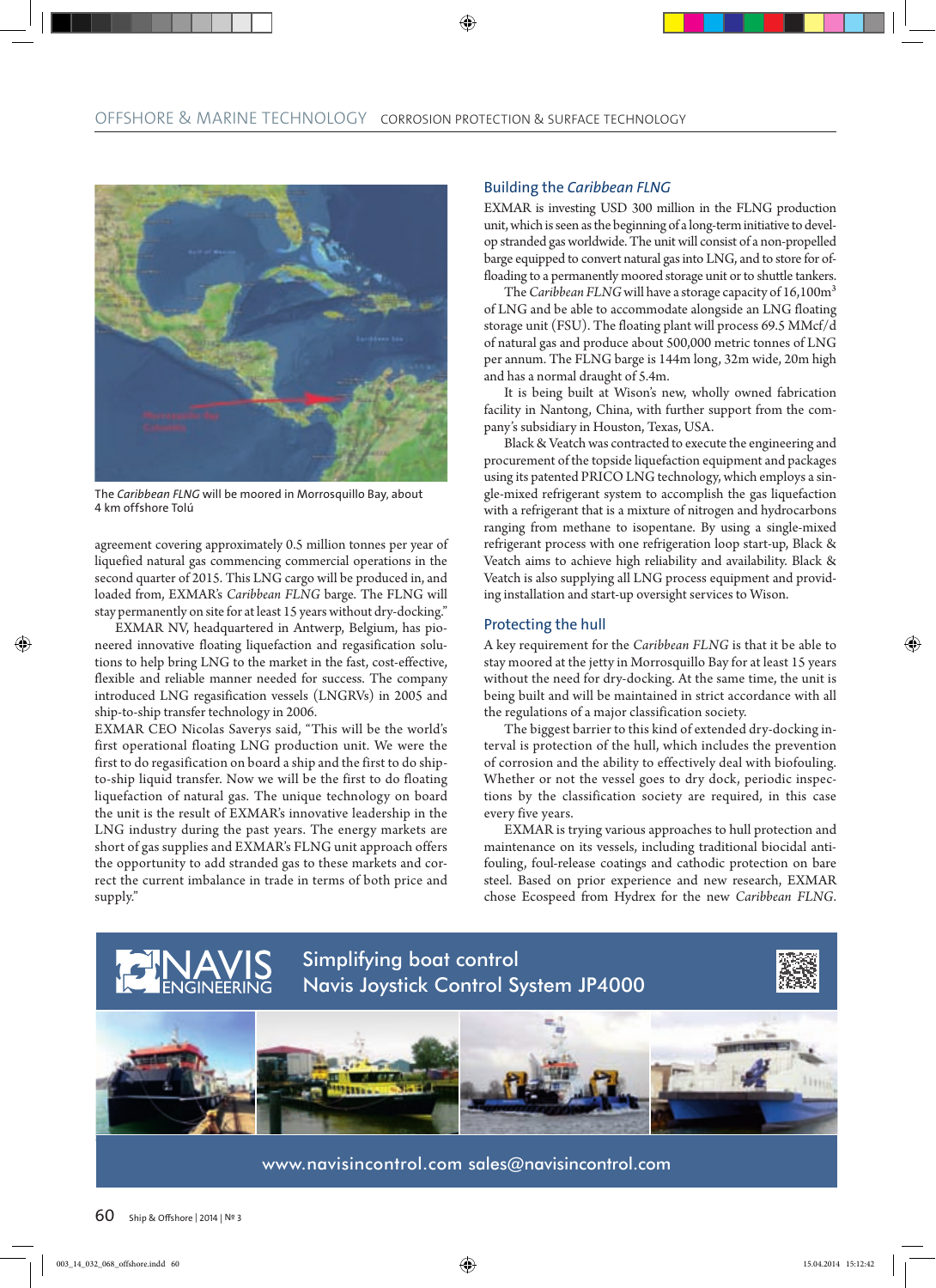The *Caribbean FLNG* will be moored in Morrosquillo Bay, about 4 km offshore Tolú

agreement covering approximately 0.5 million tonnes per year of liquefied natural gas commencing commercial operations in the second quarter of 2015. This LNG cargo will be produced in, and loaded from, EXMAR's *Caribbean FLNG* barge. The FLNG will stay permanently on site for at least 15 years without dry-docking."

EXMAR NV, headquartered in Antwerp, Belgium, has pioneered innovative floating liquefaction and regasification solutions to help bring LNG to the market in the fast, cost-effective, flexible and reliable manner needed for success. The company introduced LNG regasification vessels (LNGRVs) in 2005 and ship-to-ship transfer technology in 2006.

EXMAR CEO Nicolas Saverys said, "This will be the world's first operational floating LNG production unit. We were the first to do regasification on board a ship and the first to do ship-to-ship liquid transfer. Now we will be the first to do floating liquefaction of natural gas. The unique technology on board the unit is the result of EXMAR's innovative leadership in the LNG industry during the past years. The energy markets are short of gas supplies and EXMAR's FLNG unit approach offers the opportunity to add stranded gas to these markets and correct the current imbalance in trade in terms of both price and supply."

## Building the *Caribbean FLNG*

EXMAR is investing USD 300 million in the FLNG production unit, which is seen as the beginning of a long-term initiative to develop stranded gas worldwide. The unit will consist of a non-propelled barge equipped to convert natural gas into LNG, and to store for offloading to a permanently moored storage unit or to shuttle tankers.

The *Caribbean FLNG* will have a storage capacity of 16,100m$^3$ of LNG and be able to accommodate alongside an LNG floating storage unit (FSU). The floating plant will process 69.5 MMcf/d of natural gas and produce about 500,000 metric tonnes of LNG per annum. The FLNG barge is 144m long, 32m wide, 20m high and has a normal draught of 5.4m.

It is being built at Wison's new, wholly owned fabrication facility in Nantong, China, with further support from the company's subsidiary in Houston, Texas, USA.

Black & Veatch was contracted to execute the engineering and procurement of the topside liquefaction equipment and packages using its patented PRICO LNG technology, which employs a single-mixed refrigerant system to accomplish the gas liquefaction with a refrigerant that is a mixture of nitrogen and hydrocarbons ranging from methane to isopentane. By using a single-mixed refrigerant process with one refrigeration loop start-up, Black & Veatch aims to achieve high reliability and availability. Black & Veatch is also supplying all LNG process equipment and providing installation and start-up oversight services to Wison.

## Protecting the hull

A key requirement for the *Caribbean FLNG* is that it be able to stay moored at the jetty in Morrosquillo Bay for at least 15 years without the need for dry-docking. At the same time, the unit is being built and will be maintained in strict accordance with all the regulations of a major classification society.

The biggest barrier to this kind of extended dry-docking interval is protection of the hull, which includes the prevention of corrosion and the ability to effectively deal with biofouling. Whether or not the vessel goes to dry dock, periodic inspections by the classification society are required, in this case every five years.

EXMAR is trying various approaches to hull protection and maintenance on its vessels, including traditional biocidal antifouling, foul-release coatings and cathodic protection on bare steel. Based on prior experience and new research, EXMAR chose Ecospeed from Hydrex for the new *Caribbean FLNG*.

NAVIS ENGINEERING

Simplifying boat control
Navis Joystick Control System JP4000

www.navisincontrol.com sales@navisincontrol.com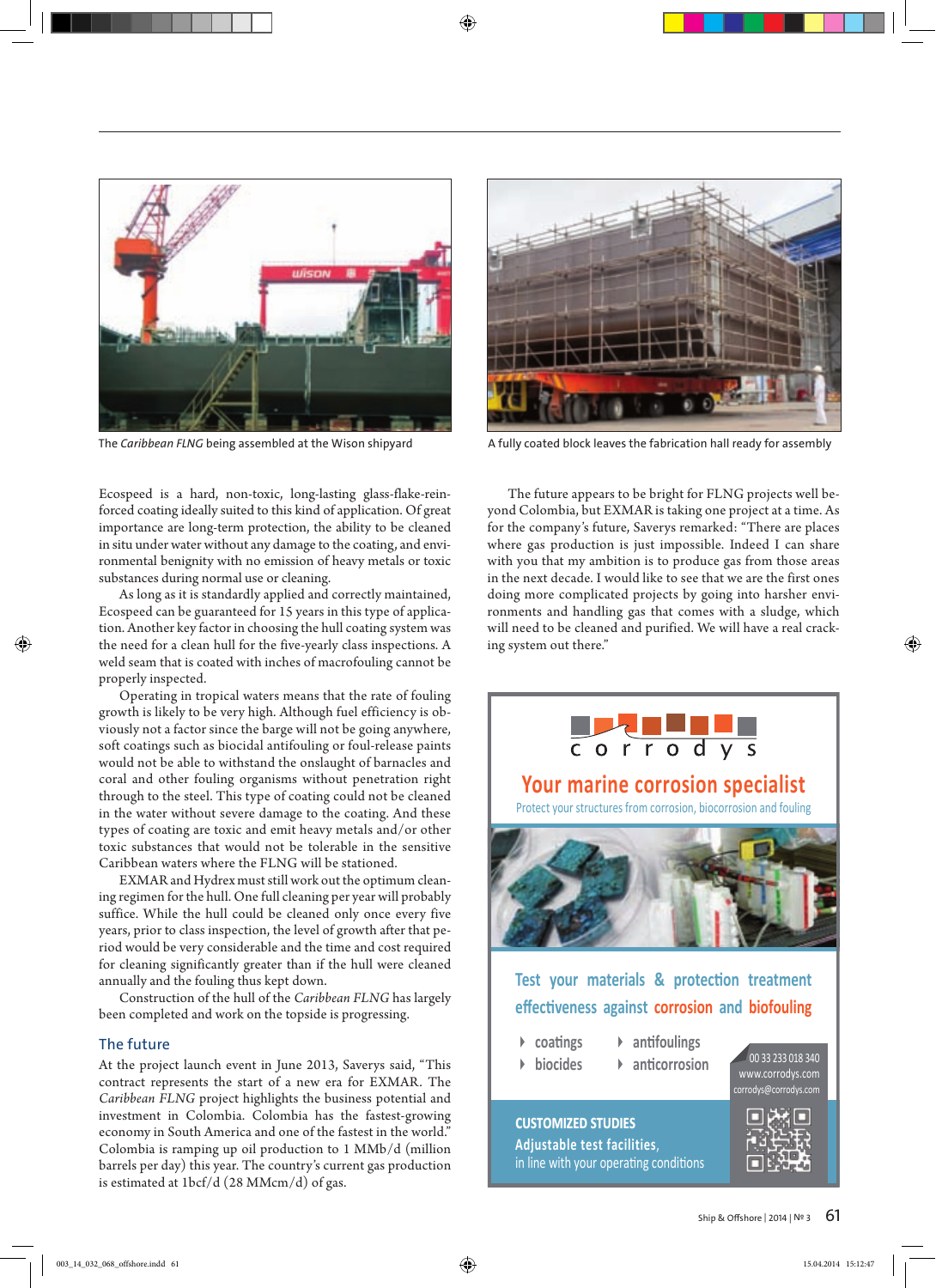The *Caribbean FLNG* being assembled at the Wison shipyard

A fully coated block leaves the fabrication hall ready for assembly

Ecospeed is a hard, non-toxic, long-lasting glass-flake-reinforced coating ideally suited to this kind of application. Of great importance are long-term protection, the ability to be cleaned in situ under water without any damage to the coating, and environmental benignity with no emission of heavy metals or toxic substances during normal use or cleaning.

As long as it is standardly applied and correctly maintained, Ecospeed can be guaranteed for 15 years in this type of application. Another key factor in choosing the hull coating system was the need for a clean hull for the five-yearly class inspections. A weld seam that is coated with inches of macrofouling cannot be properly inspected.

Operating in tropical waters means that the rate of fouling growth is likely to be very high. Although fuel efficiency is obviously not a factor since the barge will not be going anywhere, soft coatings such as biocidal antifouling or foul-release paints would not be able to withstand the onslaught of barnacles and coral and other fouling organisms without penetration right through to the steel. This type of coating could not be cleaned in the water without severe damage to the coating. And these types of coating are toxic and emit heavy metals and/or other toxic substances that would not be tolerable in the sensitive Caribbean waters where the FLNG will be stationed.

EXMAR and Hydrex must still work out the optimum cleaning regimen for the hull. One full cleaning per year will probably suffice. While the hull could be cleaned only once every five years, prior to class inspection, the level of growth after that period would be very considerable and the time and cost required for cleaning significantly greater than if the hull were cleaned annually and the fouling thus kept down.

Construction of the hull of the *Caribbean FLNG* has largely been completed and work on the topside is progressing.

## The future

At the project launch event in June 2013, Saverys said, "This contract represents the start of a new era for EXMAR. The *Caribbean FLNG* project highlights the business potential and investment in Colombia. Colombia has the fastest-growing economy in South America and one of the fastest in the world." Colombia is ramping up oil production to 1 MMb/d (million barrels per day) this year. The country's current gas production is estimated at 1bcf/d (28 MMcm/d) of gas.

The future appears to be bright for FLNG projects well beyond Colombia, but EXMAR is taking one project at a time. As for the company's future, Saverys remarked: "There are places where gas production is just impossible. Indeed I can share with you that my ambition is to produce gas from those areas in the next decade. I would like to see that we are the first ones doing more complicated projects by going into harsher environments and handling gas that comes with a sludge, which will need to be cleaned and purified. We will have a real cracking system out there."

corrodys

**Your marine corrosion specialist**

Protect your structures from corrosion, biocorrosion and fouling

Test your materials & protection treatment effectiveness against corrosion and biofouling

- coatings
- biocides
- antifoulings
- anticorrosion

00 33 233 018 340
www.corrodys.com
corrodys@corrodys.com

**CUSTOMIZED STUDIES**
Adjustable test facilities,
in line with your operating conditions